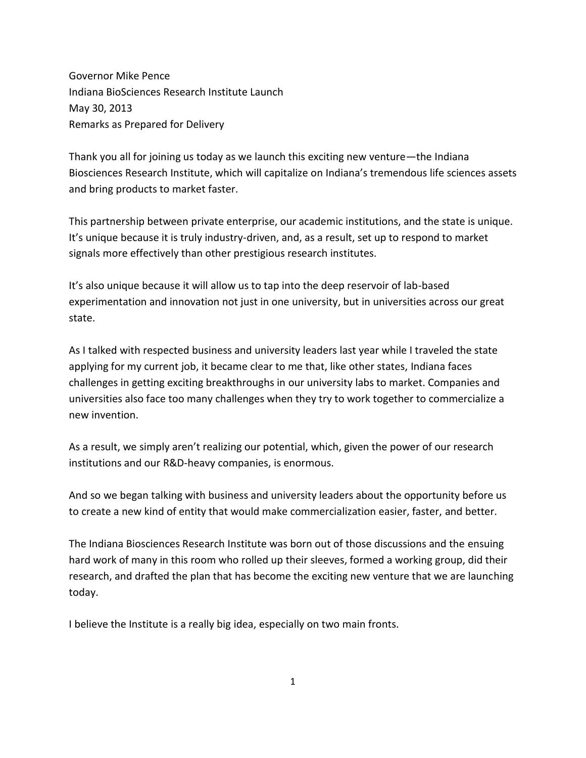Governor Mike Pence
Indiana BioSciences Research Institute Launch
May 30, 2013
Remarks as Prepared for Delivery

Thank you all for joining us today as we launch this exciting new venture—the Indiana Biosciences Research Institute, which will capitalize on Indiana's tremendous life sciences assets and bring products to market faster.

This partnership between private enterprise, our academic institutions, and the state is unique. It's unique because it is truly industry-driven, and, as a result, set up to respond to market signals more effectively than other prestigious research institutes.

It's also unique because it will allow us to tap into the deep reservoir of lab-based experimentation and innovation not just in one university, but in universities across our great state.

As I talked with respected business and university leaders last year while I traveled the state applying for my current job, it became clear to me that, like other states, Indiana faces challenges in getting exciting breakthroughs in our university labs to market. Companies and universities also face too many challenges when they try to work together to commercialize a new invention.

As a result, we simply aren't realizing our potential, which, given the power of our research institutions and our R&D-heavy companies, is enormous.

And so we began talking with business and university leaders about the opportunity before us to create a new kind of entity that would make commercialization easier, faster, and better.

The Indiana Biosciences Research Institute was born out of those discussions and the ensuing hard work of many in this room who rolled up their sleeves, formed a working group, did their research, and drafted the plan that has become the exciting new venture that we are launching today.

I believe the Institute is a really big idea, especially on two main fronts.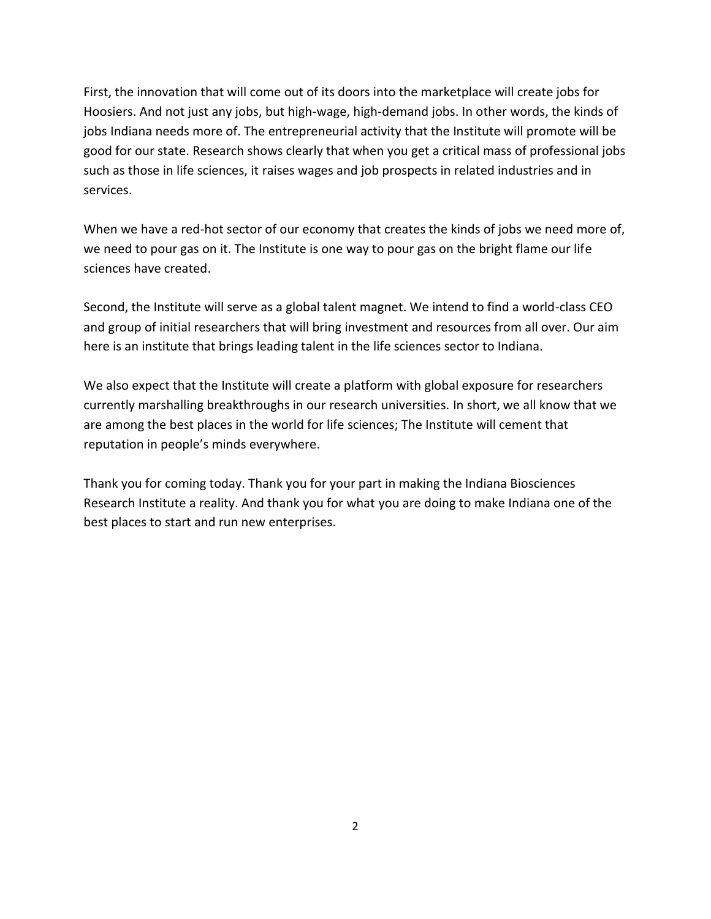First, the innovation that will come out of its doors into the marketplace will create jobs for Hoosiers. And not just any jobs, but high-wage, high-demand jobs. In other words, the kinds of jobs Indiana needs more of. The entrepreneurial activity that the Institute will promote will be good for our state. Research shows clearly that when you get a critical mass of professional jobs such as those in life sciences, it raises wages and job prospects in related industries and in services.

When we have a red-hot sector of our economy that creates the kinds of jobs we need more of, we need to pour gas on it. The Institute is one way to pour gas on the bright flame our life sciences have created.

Second, the Institute will serve as a global talent magnet. We intend to find a world-class CEO and group of initial researchers that will bring investment and resources from all over. Our aim here is an institute that brings leading talent in the life sciences sector to Indiana.

We also expect that the Institute will create a platform with global exposure for researchers currently marshalling breakthroughs in our research universities. In short, we all know that we are among the best places in the world for life sciences; The Institute will cement that reputation in people's minds everywhere.

Thank you for coming today. Thank you for your part in making the Indiana Biosciences Research Institute a reality. And thank you for what you are doing to make Indiana one of the best places to start and run new enterprises.